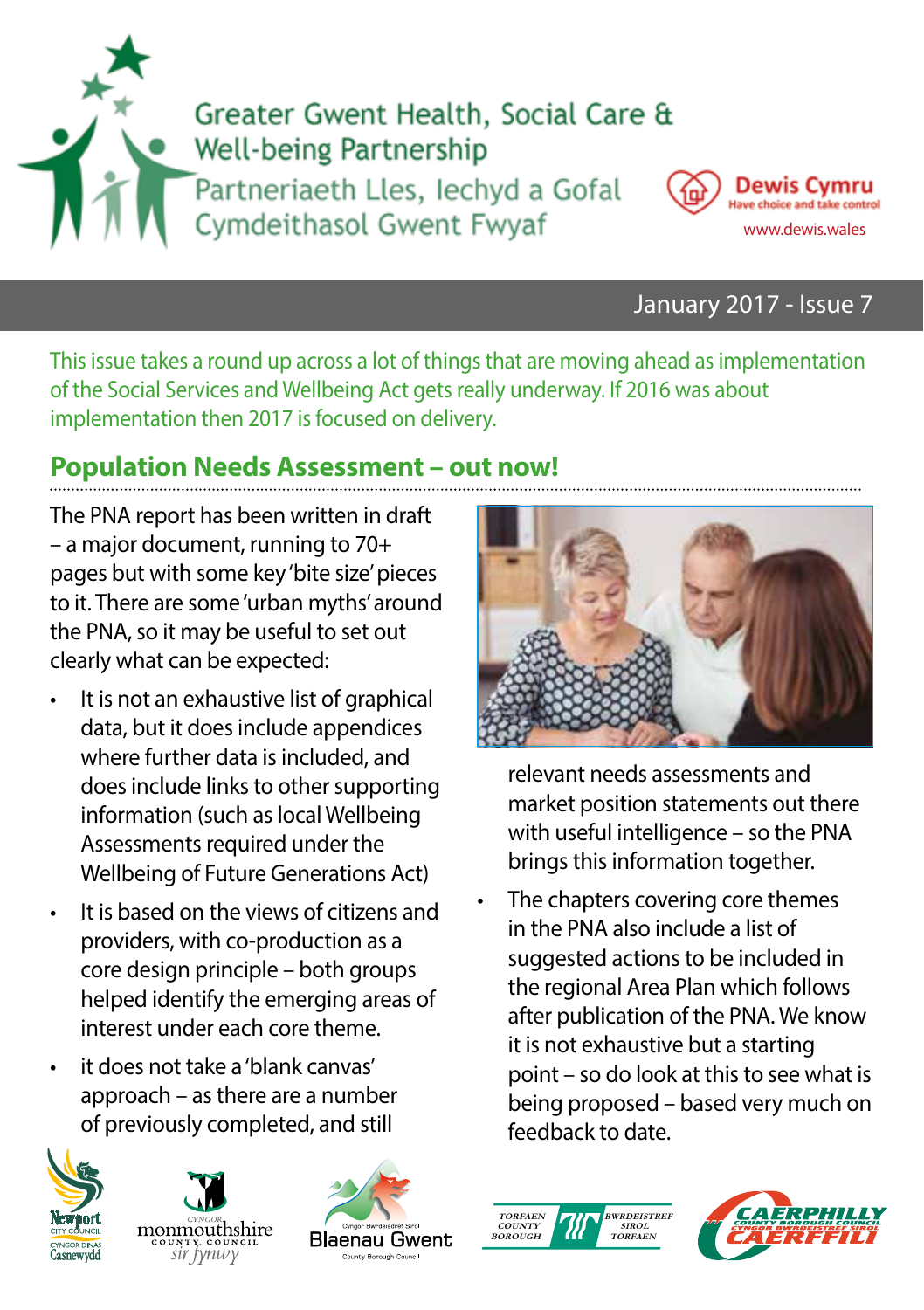Greater Gwent Health, Social Care & Well-being Partnership

Partneriaeth Lles, Iechyd a Gofal Cymdeithasol Gwent Fwyaf

Dewis Cymru
Have choice and take control
www.dewis.wales

January 2017 - Issue 7

This issue takes a round up across a lot of things that are moving ahead as implementation of the Social Services and Wellbeing Act gets really underway. If 2016 was about implementation then 2017 is focused on delivery.

## Population Needs Assessment – out now!

The PNA report has been written in draft – a major document, running to 70+ pages but with some key 'bite size' pieces to it. There are some 'urban myths' around the PNA, so it may be useful to set out clearly what can be expected:

- It is not an exhaustive list of graphical data, but it does include appendices where further data is included, and does include links to other supporting information (such as local Wellbeing Assessments required under the Wellbeing of Future Generations Act)
- It is based on the views of citizens and providers, with co-production as a core design principle – both groups helped identify the emerging areas of interest under each core theme.
- it does not take a 'blank canvas' approach – as there are a number of previously completed, and still relevant needs assessments and market position statements out there with useful intelligence – so the PNA brings this information together.
- The chapters covering core themes in the PNA also include a list of suggested actions to be included in the regional Area Plan which follows after publication of the PNA. We know it is not exhaustive but a starting point – so do look at this to see what is being proposed – based very much on feedback to date.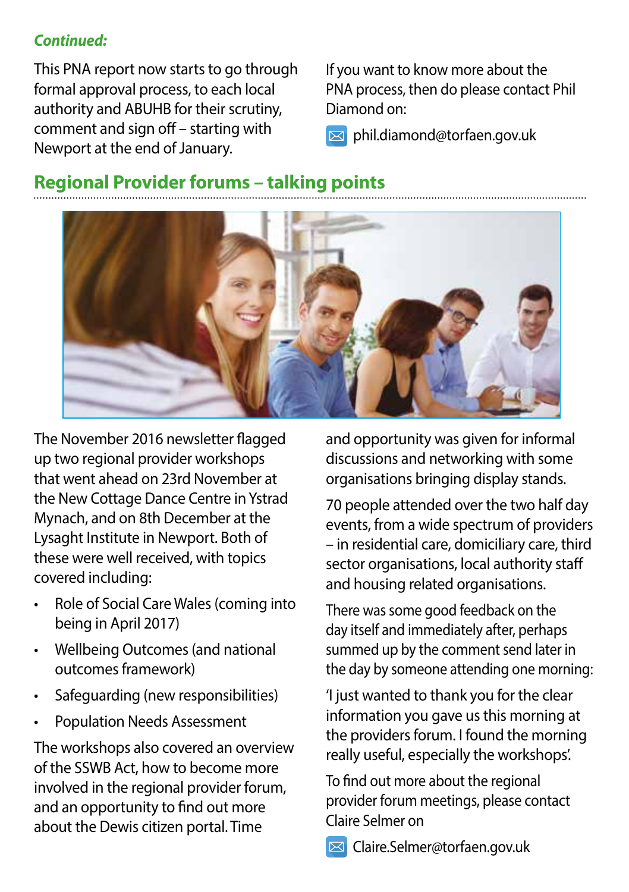*Continued:*

This PNA report now starts to go through formal approval process, to each local authority and ABUHB for their scrutiny, comment and sign off – starting with Newport at the end of January.

If you want to know more about the PNA process, then do please contact Phil Diamond on:

phil.diamond@torfaen.gov.uk

## Regional Provider forums – talking points

The November 2016 newsletter flagged up two regional provider workshops that went ahead on 23rd November at the New Cottage Dance Centre in Ystrad Mynach, and on 8th December at the Lysaght Institute in Newport. Both of these were well received, with topics covered including:

- Role of Social Care Wales (coming into being in April 2017)
- Wellbeing Outcomes (and national outcomes framework)
- Safeguarding (new responsibilities)
- Population Needs Assessment

The workshops also covered an overview of the SSWB Act, how to become more involved in the regional provider forum, and an opportunity to find out more about the Dewis citizen portal. Time and opportunity was given for informal discussions and networking with some organisations bringing display stands.

70 people attended over the two half day events, from a wide spectrum of providers – in residential care, domiciliary care, third sector organisations, local authority staff and housing related organisations.

There was some good feedback on the day itself and immediately after, perhaps summed up by the comment send later in the day by someone attending one morning:

'I just wanted to thank you for the clear information you gave us this morning at the providers forum. I found the morning really useful, especially the workshops'.

To find out more about the regional provider forum meetings, please contact Claire Selmer on

Claire.Selmer@torfaen.gov.uk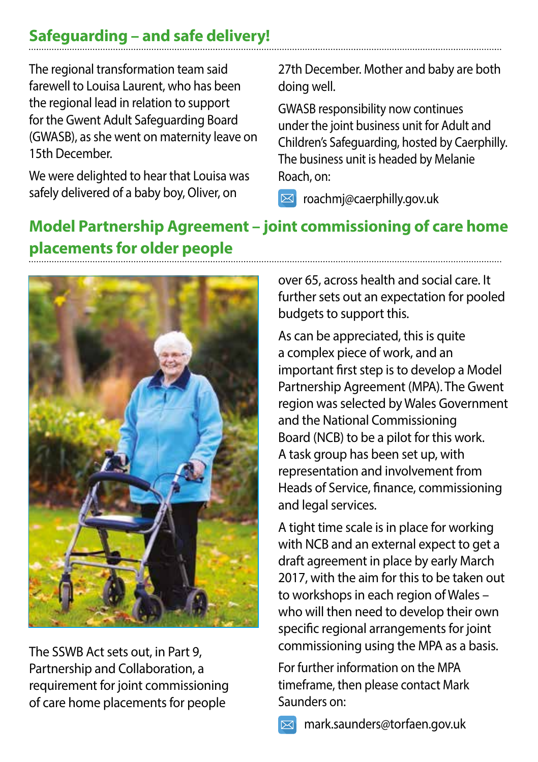## Safeguarding – and safe delivery!

The regional transformation team said farewell to Louisa Laurent, who has been the regional lead in relation to support for the Gwent Adult Safeguarding Board (GWASB), as she went on maternity leave on 15th December.

We were delighted to hear that Louisa was safely delivered of a baby boy, Oliver, on 27th December. Mother and baby are both doing well.

GWASB responsibility now continues under the joint business unit for Adult and Children's Safeguarding, hosted by Caerphilly. The business unit is headed by Melanie Roach, on:

roachmj@caerphilly.gov.uk

## Model Partnership Agreement – joint commissioning of care home placements for older people

The SSWB Act sets out, in Part 9, Partnership and Collaboration, a requirement for joint commissioning of care home placements for people over 65, across health and social care. It further sets out an expectation for pooled budgets to support this.

As can be appreciated, this is quite a complex piece of work, and an important first step is to develop a Model Partnership Agreement (MPA). The Gwent region was selected by Wales Government and the National Commissioning Board (NCB) to be a pilot for this work. A task group has been set up, with representation and involvement from Heads of Service, finance, commissioning and legal services.

A tight time scale is in place for working with NCB and an external expect to get a draft agreement in place by early March 2017, with the aim for this to be taken out to workshops in each region of Wales – who will then need to develop their own specific regional arrangements for joint commissioning using the MPA as a basis.

For further information on the MPA timeframe, then please contact Mark Saunders on:

mark.saunders@torfaen.gov.uk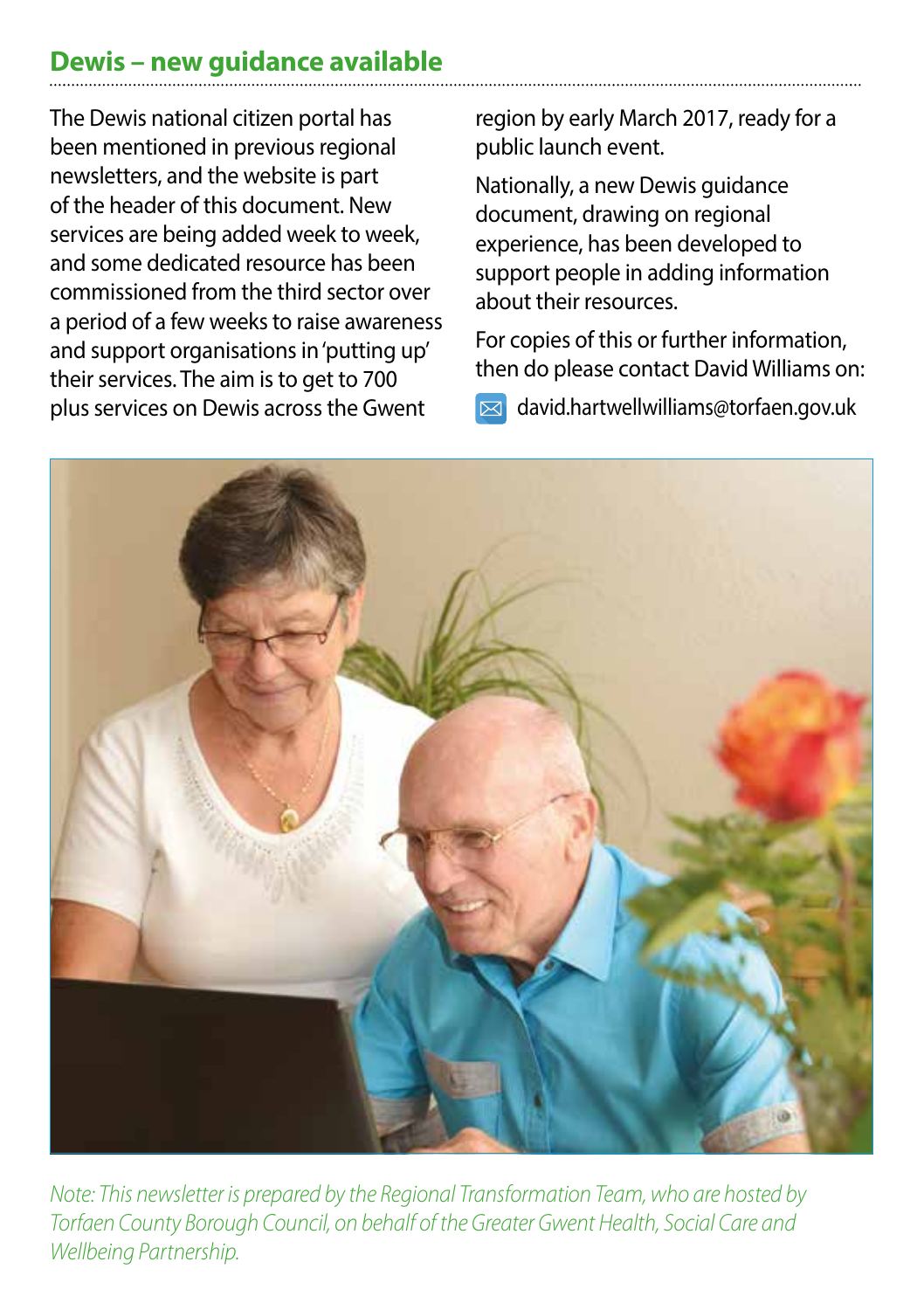## Dewis – new guidance available

The Dewis national citizen portal has been mentioned in previous regional newsletters, and the website is part of the header of this document. New services are being added week to week, and some dedicated resource has been commissioned from the third sector over a period of a few weeks to raise awareness and support organisations in 'putting up' their services. The aim is to get to 700 plus services on Dewis across the Gwent region by early March 2017, ready for a public launch event.

Nationally, a new Dewis guidance document, drawing on regional experience, has been developed to support people in adding information about their resources.

For copies of this or further information, then do please contact David Williams on:

david.hartwellwilliams@torfaen.gov.uk

*Note: This newsletter is prepared by the Regional Transformation Team, who are hosted by Torfaen County Borough Council, on behalf of the Greater Gwent Health, Social Care and Wellbeing Partnership.*